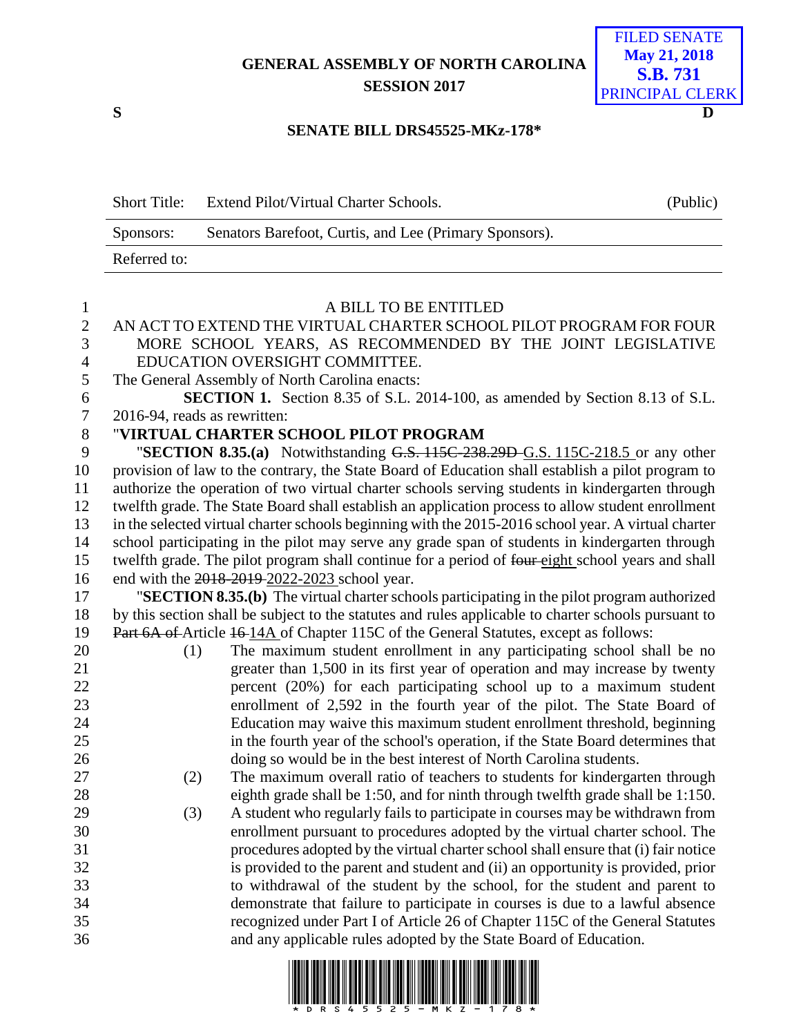GENERAL ASSEMBLY OF NORTH CAROLINA
SESSION 2017

FILED SENATE
May 21, 2018
S.B. 731
PRINCIPAL CLERK

S D

**SENATE BILL DRS45525-MKz-178***

| | | |
|---|---|---|
| Short Title: | Extend Pilot/Virtual Charter Schools. | (Public) |
| Sponsors: | Senators Barefoot, Curtis, and Lee (Primary Sponsors). | |
| Referred to: | | |

A BILL TO BE ENTITLED

AN ACT TO EXTEND THE VIRTUAL CHARTER SCHOOL PILOT PROGRAM FOR FOUR MORE SCHOOL YEARS, AS RECOMMENDED BY THE JOINT LEGISLATIVE EDUCATION OVERSIGHT COMMITTEE.

The General Assembly of North Carolina enacts:

**SECTION 1.** Section 8.35 of S.L. 2014-100, as amended by Section 8.13 of S.L. 2016-94, reads as rewritten:

"**VIRTUAL CHARTER SCHOOL PILOT PROGRAM**

"**SECTION 8.35.(a)** Notwithstanding ~~G.S. 115C-238.29D~~ G.S. 115C-218.5 or any other provision of law to the contrary, the State Board of Education shall establish a pilot program to authorize the operation of two virtual charter schools serving students in kindergarten through twelfth grade. The State Board shall establish an application process to allow student enrollment in the selected virtual charter schools beginning with the 2015-2016 school year. A virtual charter school participating in the pilot may serve any grade span of students in kindergarten through twelfth grade. The pilot program shall continue for a period of ~~four~~ eight school years and shall end with the ~~2018-2019~~ 2022-2023 school year.

"**SECTION 8.35.(b)** The virtual charter schools participating in the pilot program authorized by this section shall be subject to the statutes and rules applicable to charter schools pursuant to ~~Part 6A of~~ Article ~~16~~ 14A of Chapter 115C of the General Statutes, except as follows:

(1) The maximum student enrollment in any participating school shall be no greater than 1,500 in its first year of operation and may increase by twenty percent (20%) for each participating school up to a maximum student enrollment of 2,592 in the fourth year of the pilot. The State Board of Education may waive this maximum student enrollment threshold, beginning in the fourth year of the school's operation, if the State Board determines that doing so would be in the best interest of North Carolina students.

(2) The maximum overall ratio of teachers to students for kindergarten through eighth grade shall be 1:50, and for ninth through twelfth grade shall be 1:150.

(3) A student who regularly fails to participate in courses may be withdrawn from enrollment pursuant to procedures adopted by the virtual charter school. The procedures adopted by the virtual charter school shall ensure that (i) fair notice is provided to the parent and student and (ii) an opportunity is provided, prior to withdrawal of the student by the school, for the student and parent to demonstrate that failure to participate in courses is due to a lawful absence recognized under Part I of Article 26 of Chapter 115C of the General Statutes and any applicable rules adopted by the State Board of Education.

* D R S 4 5 5 2 5 - M K Z - 1 7 8 *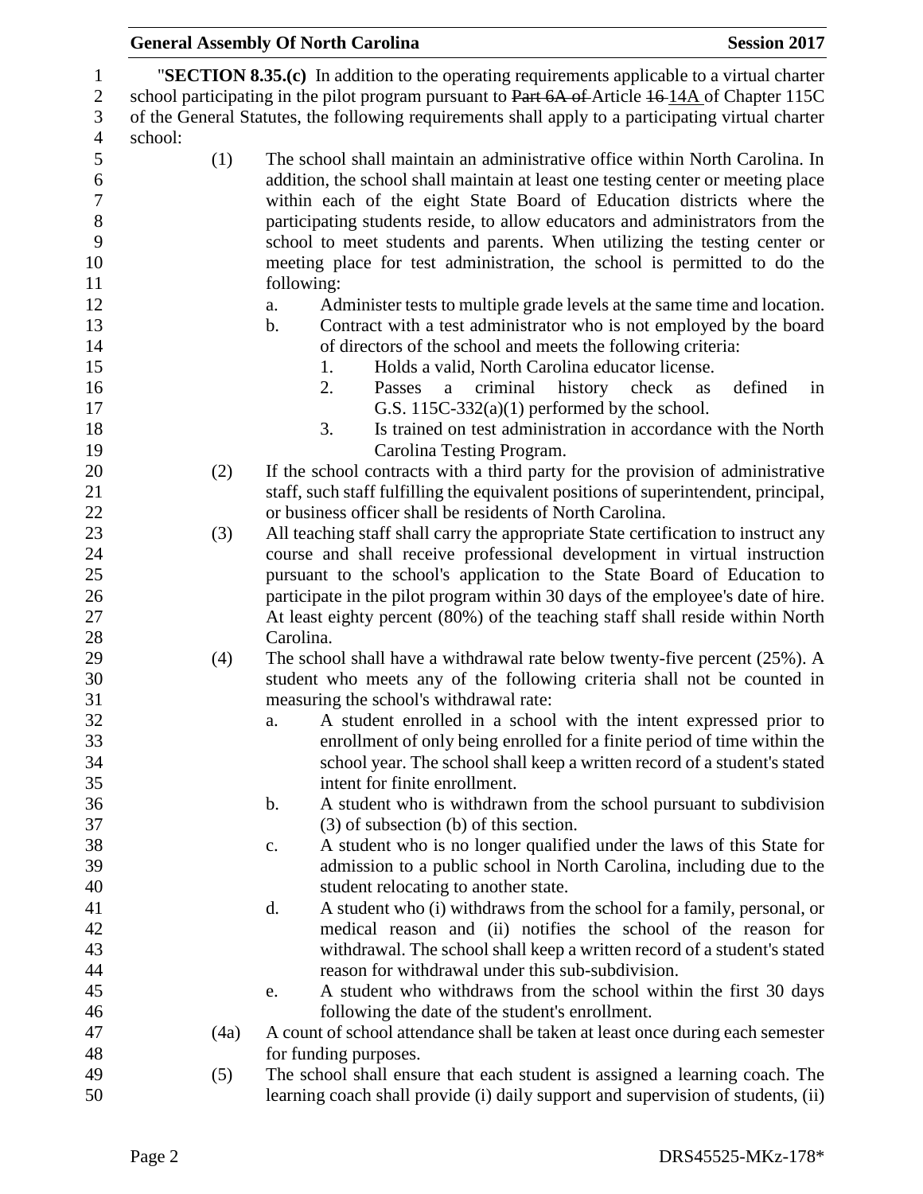"**SECTION 8.35.(c)** In addition to the operating requirements applicable to a virtual charter school participating in the pilot program pursuant to ~~Part 6A of~~ Article ~~16~~ 14A of Chapter 115C of the General Statutes, the following requirements shall apply to a participating virtual charter school:

(1) The school shall maintain an administrative office within North Carolina. In addition, the school shall maintain at least one testing center or meeting place within each of the eight State Board of Education districts where the participating students reside, to allow educators and administrators from the school to meet students and parents. When utilizing the testing center or meeting place for test administration, the school is permitted to do the following:

   a. Administer tests to multiple grade levels at the same time and location.

   b. Contract with a test administrator who is not employed by the board of directors of the school and meets the following criteria:

      1. Holds a valid, North Carolina educator license.

      2. Passes a criminal history check as defined in G.S. 115C-332(a)(1) performed by the school.

      3. Is trained on test administration in accordance with the North Carolina Testing Program.

(2) If the school contracts with a third party for the provision of administrative staff, such staff fulfilling the equivalent positions of superintendent, principal, or business officer shall be residents of North Carolina.

(3) All teaching staff shall carry the appropriate State certification to instruct any course and shall receive professional development in virtual instruction pursuant to the school's application to the State Board of Education to participate in the pilot program within 30 days of the employee's date of hire. At least eighty percent (80%) of the teaching staff shall reside within North Carolina.

(4) The school shall have a withdrawal rate below twenty-five percent (25%). A student who meets any of the following criteria shall not be counted in measuring the school's withdrawal rate:

   a. A student enrolled in a school with the intent expressed prior to enrollment of only being enrolled for a finite period of time within the school year. The school shall keep a written record of a student's stated intent for finite enrollment.

   b. A student who is withdrawn from the school pursuant to subdivision (3) of subsection (b) of this section.

   c. A student who is no longer qualified under the laws of this State for admission to a public school in North Carolina, including due to the student relocating to another state.

   d. A student who (i) withdraws from the school for a family, personal, or medical reason and (ii) notifies the school of the reason for withdrawal. The school shall keep a written record of a student's stated reason for withdrawal under this sub-subdivision.

   e. A student who withdraws from the school within the first 30 days following the date of the student's enrollment.

(4a) A count of school attendance shall be taken at least once during each semester for funding purposes.

(5) The school shall ensure that each student is assigned a learning coach. The learning coach shall provide (i) daily support and supervision of students, (ii)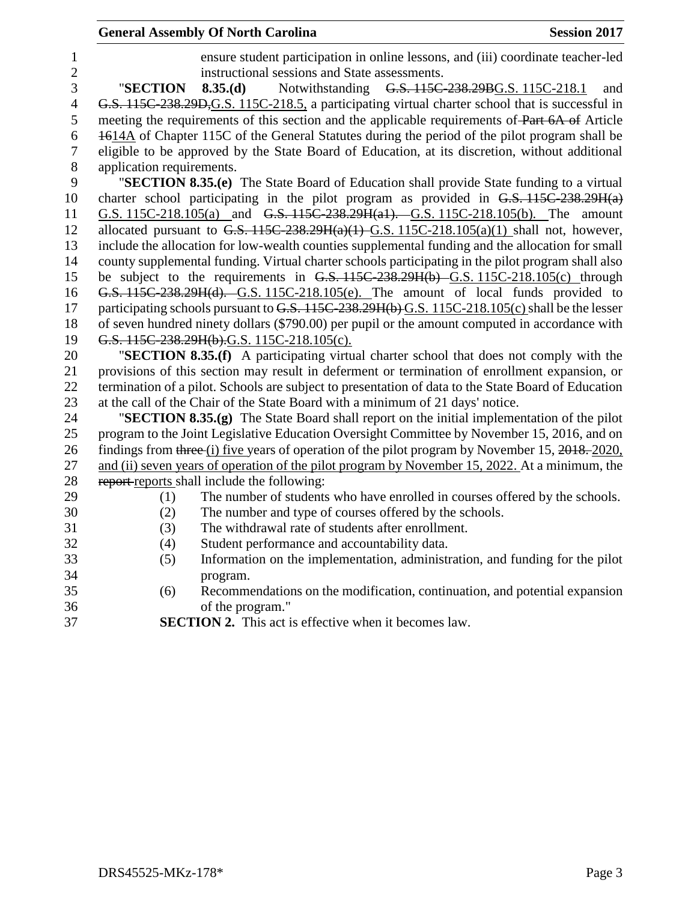ensure student participation in online lessons, and (iii) coordinate teacher-led instructional sessions and State assessments.

"**SECTION 8.35.(d)** Notwithstanding ~~G.S. 115C-238.29B~~G.S. 115C-218.1 and ~~G.S. 115C-238.29D,~~G.S. 115C-218.5, a participating virtual charter school that is successful in meeting the requirements of this section and the applicable requirements of ~~Part 6A of~~ Article ~~16~~14A of Chapter 115C of the General Statutes during the period of the pilot program shall be eligible to be approved by the State Board of Education, at its discretion, without additional application requirements.

"**SECTION 8.35.(e)** The State Board of Education shall provide State funding to a virtual charter school participating in the pilot program as provided in ~~G.S. 115C-238.29H(a)~~ G.S. 115C-218.105(a) and ~~G.S. 115C-238.29H(a1).~~ G.S. 115C-218.105(b). The amount allocated pursuant to ~~G.S. 115C-238.29H(a)(1)~~ G.S. 115C-218.105(a)(1) shall not, however, include the allocation for low-wealth counties supplemental funding and the allocation for small county supplemental funding. Virtual charter schools participating in the pilot program shall also be subject to the requirements in ~~G.S. 115C-238.29H(b)~~ G.S. 115C-218.105(c) through ~~G.S. 115C-238.29H(d).~~ G.S. 115C-218.105(e). The amount of local funds provided to participating schools pursuant to ~~G.S. 115C-238.29H(b)~~ G.S. 115C-218.105(c) shall be the lesser of seven hundred ninety dollars ($790.00) per pupil or the amount computed in accordance with ~~G.S. 115C-238.29H(b).~~G.S. 115C-218.105(c).

"**SECTION 8.35.(f)** A participating virtual charter school that does not comply with the provisions of this section may result in deferment or termination of enrollment expansion, or termination of a pilot. Schools are subject to presentation of data to the State Board of Education at the call of the Chair of the State Board with a minimum of 21 days' notice.

"**SECTION 8.35.(g)** The State Board shall report on the initial implementation of the pilot program to the Joint Legislative Education Oversight Committee by November 15, 2016, and on findings from ~~three~~ (i) five years of operation of the pilot program by November 15, ~~2018.~~ 2020, and (ii) seven years of operation of the pilot program by November 15, 2022. At a minimum, the ~~report~~ reports shall include the following:

(1) The number of students who have enrolled in courses offered by the schools.
(2) The number and type of courses offered by the schools.
(3) The withdrawal rate of students after enrollment.
(4) Student performance and accountability data.
(5) Information on the implementation, administration, and funding for the pilot program.
(6) Recommendations on the modification, continuation, and potential expansion of the program."

**SECTION 2.** This act is effective when it becomes law.